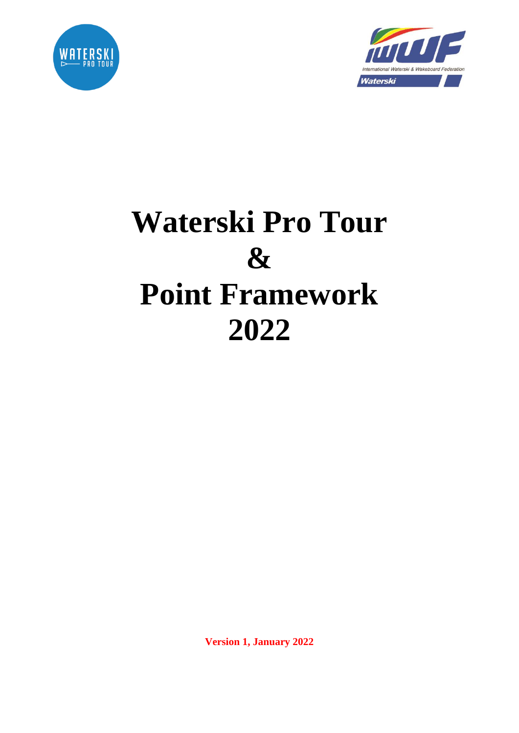# Waterski Pro Tour & Point Framework 2022

**Version 1, January 2022**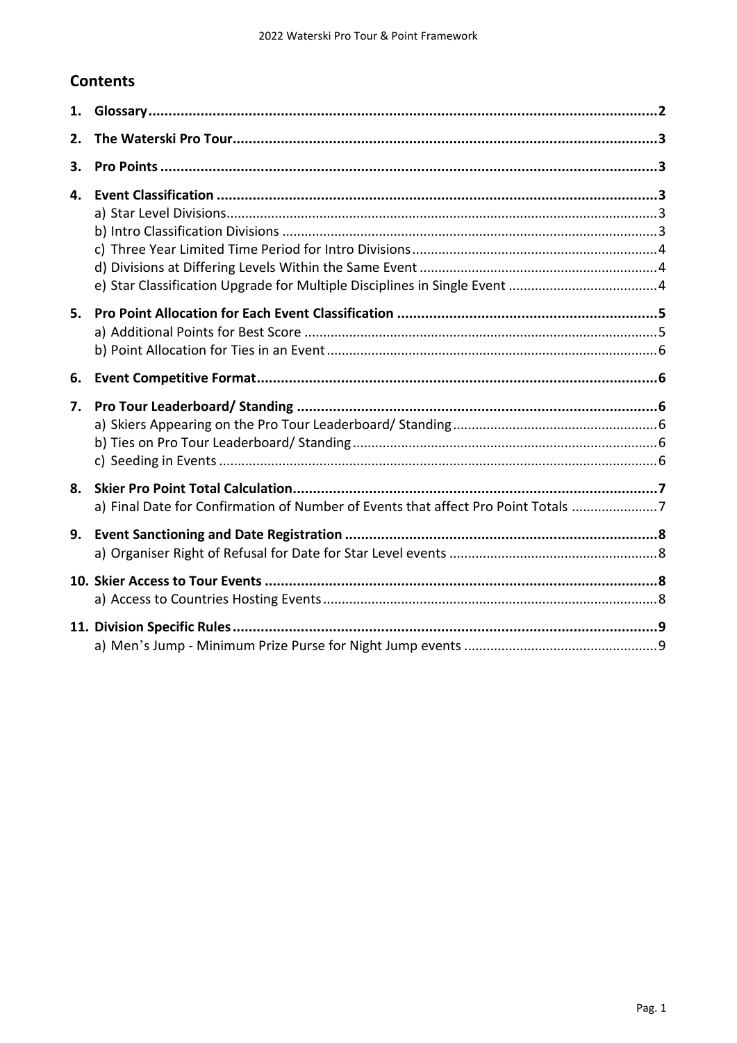## Contents

1. **Glossary** 2
2. **The Waterski Pro Tour** 3
3. **Pro Points** 3
4. **Event Classification** 3
   - a) Star Level Divisions 3
   - b) Intro Classification Divisions 3
   - c) Three Year Limited Time Period for Intro Divisions 4
   - d) Divisions at Differing Levels Within the Same Event 4
   - e) Star Classification Upgrade for Multiple Disciplines in Single Event 4
5. **Pro Point Allocation for Each Event Classification** 5
   - a) Additional Points for Best Score 5
   - b) Point Allocation for Ties in an Event 6
6. **Event Competitive Format** 6
7. **Pro Tour Leaderboard/ Standing** 6
   - a) Skiers Appearing on the Pro Tour Leaderboard/ Standing 6
   - b) Ties on Pro Tour Leaderboard/ Standing 6
   - c) Seeding in Events 6
8. **Skier Pro Point Total Calculation** 7
   - a) Final Date for Confirmation of Number of Events that affect Pro Point Totals 7
9. **Event Sanctioning and Date Registration** 8
   - a) Organiser Right of Refusal for Date for Star Level events 8
10. **Skier Access to Tour Events** 8
    - a) Access to Countries Hosting Events 8
11. **Division Specific Rules** 9
    - a) Men's Jump - Minimum Prize Purse for Night Jump events 9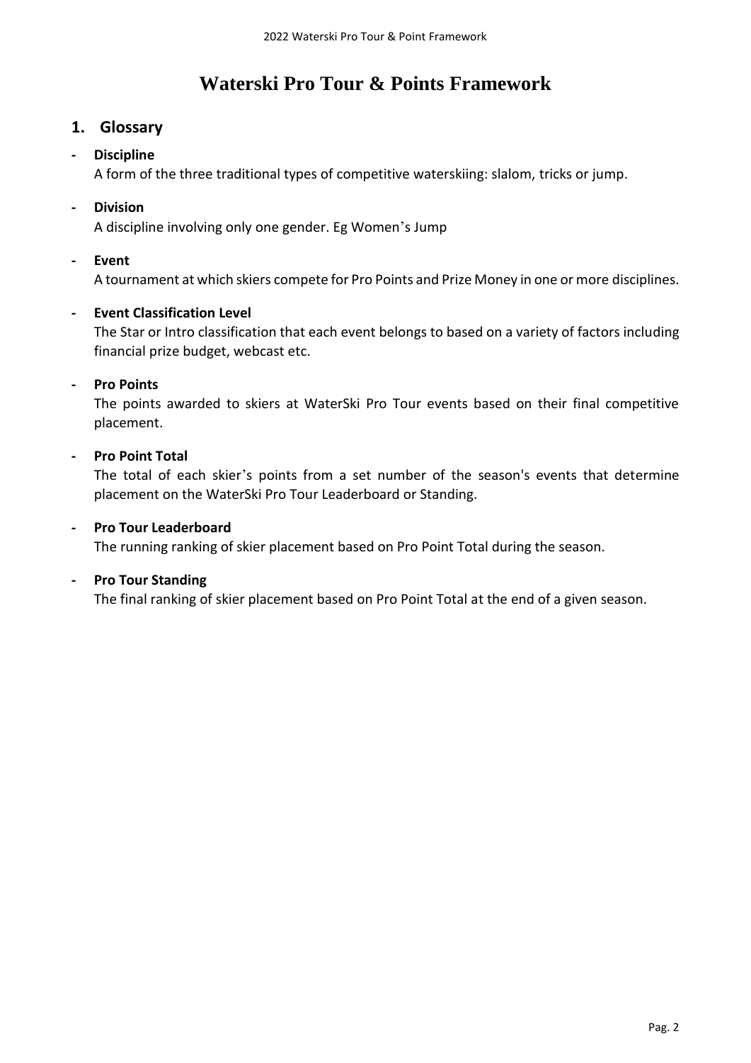# Waterski Pro Tour & Points Framework

## 1. Glossary

- **Discipline**
  A form of the three traditional types of competitive waterskiing: slalom, tricks or jump.

- **Division**
  A discipline involving only one gender. Eg Women's Jump

- **Event**
  A tournament at which skiers compete for Pro Points and Prize Money in one or more disciplines.

- **Event Classification Level**
  The Star or Intro classification that each event belongs to based on a variety of factors including financial prize budget, webcast etc.

- **Pro Points**
  The points awarded to skiers at WaterSki Pro Tour events based on their final competitive placement.

- **Pro Point Total**
  The total of each skier's points from a set number of the season's events that determine placement on the WaterSki Pro Tour Leaderboard or Standing.

- **Pro Tour Leaderboard**
  The running ranking of skier placement based on Pro Point Total during the season.

- **Pro Tour Standing**
  The final ranking of skier placement based on Pro Point Total at the end of a given season.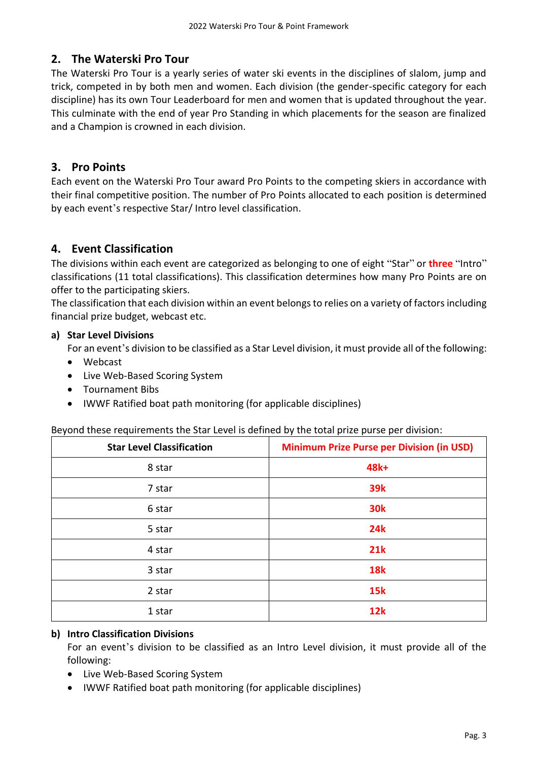## 2. The Waterski Pro Tour

The Waterski Pro Tour is a yearly series of water ski events in the disciplines of slalom, jump and trick, competed in by both men and women. Each division (the gender-specific category for each discipline) has its own Tour Leaderboard for men and women that is updated throughout the year. This culminate with the end of year Pro Standing in which placements for the season are finalized and a Champion is crowned in each division.

## 3. Pro Points

Each event on the Waterski Pro Tour award Pro Points to the competing skiers in accordance with their final competitive position. The number of Pro Points allocated to each position is determined by each event's respective Star/ Intro level classification.

## 4. Event Classification

The divisions within each event are categorized as belonging to one of eight "Star" or **three** "Intro" classifications (11 total classifications). This classification determines how many Pro Points are on offer to the participating skiers.

The classification that each division within an event belongs to relies on a variety of factors including financial prize budget, webcast etc.

### a) Star Level Divisions

For an event's division to be classified as a Star Level division, it must provide all of the following:

- Webcast
- Live Web-Based Scoring System
- Tournament Bibs
- IWWF Ratified boat path monitoring (for applicable disciplines)

Beyond these requirements the Star Level is defined by the total prize purse per division:

| Star Level Classification | Minimum Prize Purse per Division (in USD) |
|---|---|
| 8 star | 48k+ |
| 7 star | 39k |
| 6 star | 30k |
| 5 star | 24k |
| 4 star | 21k |
| 3 star | 18k |
| 2 star | 15k |
| 1 star | 12k |

### b) Intro Classification Divisions

For an event's division to be classified as an Intro Level division, it must provide all of the following:

- Live Web-Based Scoring System
- IWWF Ratified boat path monitoring (for applicable disciplines)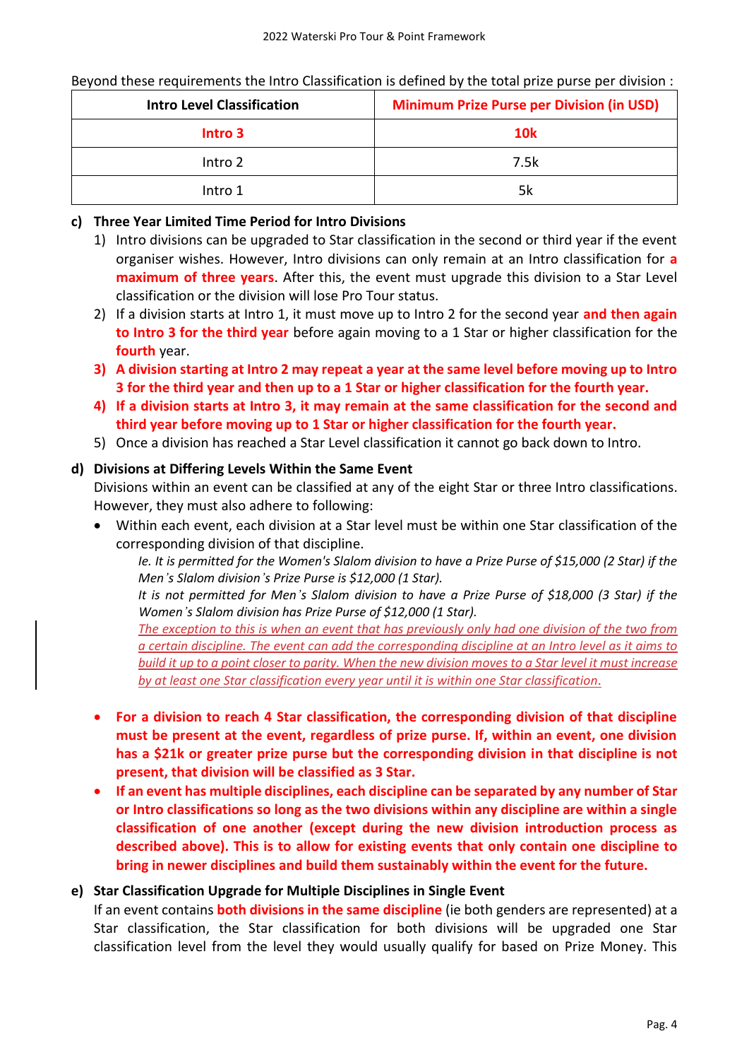Beyond these requirements the Intro Classification is defined by the total prize purse per division :

| Intro Level Classification | Minimum Prize Purse per Division (in USD) |
|---|---|
| **Intro 3** | **10k** |
| Intro 2 | 7.5k |
| Intro 1 | 5k |

**c) Three Year Limited Time Period for Intro Divisions**

1) Intro divisions can be upgraded to Star classification in the second or third year if the event organiser wishes. However, Intro divisions can only remain at an Intro classification for **a maximum of three years**. After this, the event must upgrade this division to a Star Level classification or the division will lose Pro Tour status.
2) If a division starts at Intro 1, it must move up to Intro 2 for the second year **and then again to Intro 3 for the third year** before again moving to a 1 Star or higher classification for the **fourth** year.
3) **A division starting at Intro 2 may repeat a year at the same level before moving up to Intro 3 for the third year and then up to a 1 Star or higher classification for the fourth year.**
4) **If a division starts at Intro 3, it may remain at the same classification for the second and third year before moving up to 1 Star or higher classification for the fourth year.**
5) Once a division has reached a Star Level classification it cannot go back down to Intro.

**d) Divisions at Differing Levels Within the Same Event**

Divisions within an event can be classified at any of the eight Star or three Intro classifications. However, they must also adhere to following:

- Within each event, each division at a Star level must be within one Star classification of the corresponding division of that discipline.

  *Ie. It is permitted for the Women's Slalom division to have a Prize Purse of $15,000 (2 Star) if the Men's Slalom division's Prize Purse is $12,000 (1 Star).*

  *It is not permitted for Men's Slalom division to have a Prize Purse of $18,000 (3 Star) if the Women's Slalom division has Prize Purse of $12,000 (1 Star).*

  *The exception to this is when an event that has previously only had one division of the two from a certain discipline. The event can add the corresponding discipline at an Intro level as it aims to build it up to a point closer to parity. When the new division moves to a Star level it must increase by at least one Star classification every year until it is within one Star classification.*

- **For a division to reach 4 Star classification, the corresponding division of that discipline must be present at the event, regardless of prize purse. If, within an event, one division has a $21k or greater prize purse but the corresponding division in that discipline is not present, that division will be classified as 3 Star.**
- **If an event has multiple disciplines, each discipline can be separated by any number of Star or Intro classifications so long as the two divisions within any discipline are within a single classification of one another (except during the new division introduction process as described above). This is to allow for existing events that only contain one discipline to bring in newer disciplines and build them sustainably within the event for the future.**

**e) Star Classification Upgrade for Multiple Disciplines in Single Event**

If an event contains **both divisions in the same discipline** (ie both genders are represented) at a Star classification, the Star classification for both divisions will be upgraded one Star classification level from the level they would usually qualify for based on Prize Money. This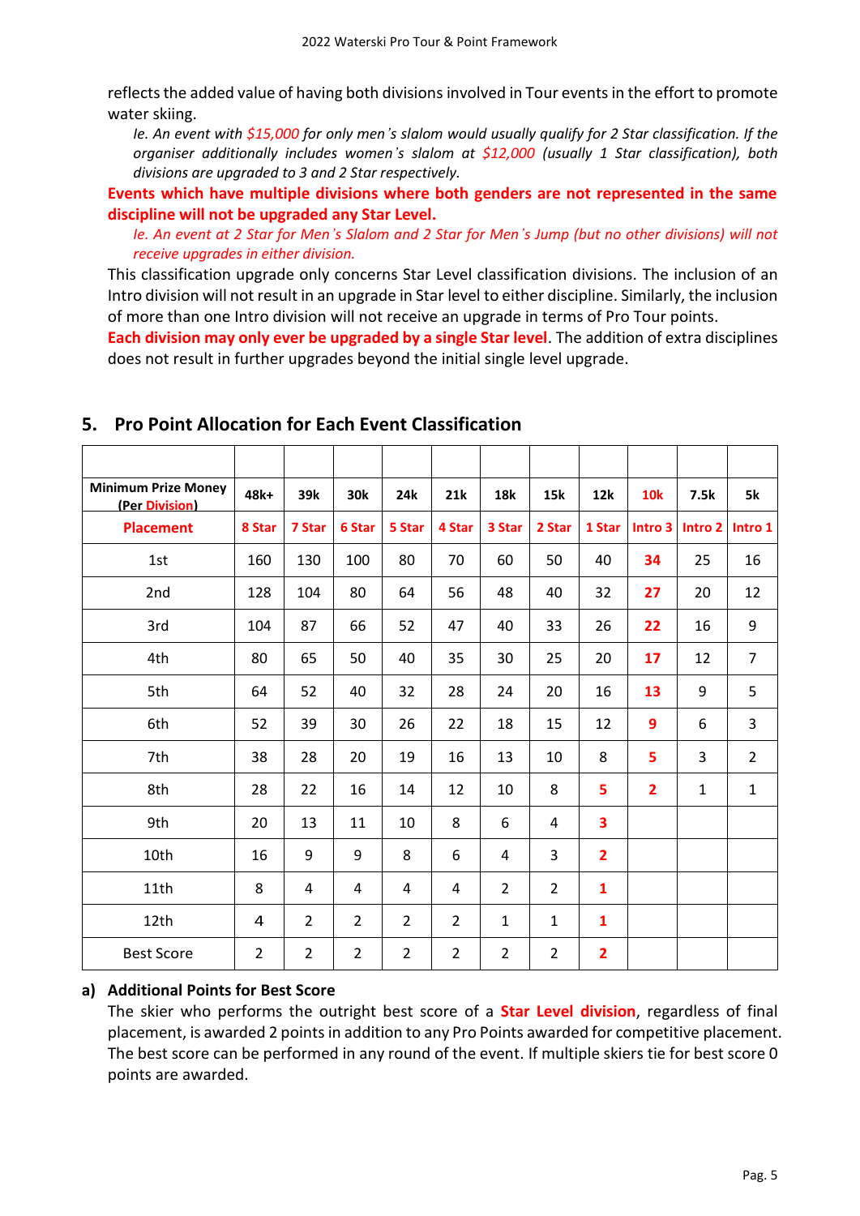reflects the added value of having both divisions involved in Tour events in the effort to promote water skiing.

*Ie. An event with $15,000 for only men's slalom would usually qualify for 2 Star classification. If the organiser additionally includes women's slalom at $12,000 (usually 1 Star classification), both divisions are upgraded to 3 and 2 Star respectively.*

**Events which have multiple divisions where both genders are not represented in the same discipline will not be upgraded any Star Level.**

*Ie. An event at 2 Star for Men's Slalom and 2 Star for Men's Jump (but no other divisions) will not receive upgrades in either division.*

This classification upgrade only concerns Star Level classification divisions. The inclusion of an Intro division will not result in an upgrade in Star level to either discipline. Similarly, the inclusion of more than one Intro division will not receive an upgrade in terms of Pro Tour points.

**Each division may only ever be upgraded by a single Star level**. The addition of extra disciplines does not result in further upgrades beyond the initial single level upgrade.

## 5. Pro Point Allocation for Each Event Classification

| | | | | | | | | | | | |
|---|---|---|---|---|---|---|---|---|---|---|---|
| **Minimum Prize Money (Per Division)** | **48k+** | **39k** | **30k** | **24k** | **21k** | **18k** | **15k** | **12k** | **10k** | **7.5k** | **5k** |
| **Placement** | **8 Star** | **7 Star** | **6 Star** | **5 Star** | **4 Star** | **3 Star** | **2 Star** | **1 Star** | **Intro 3** | **Intro 2** | **Intro 1** |
| 1st | 160 | 130 | 100 | 80 | 70 | 60 | 50 | 40 | **34** | 25 | 16 |
| 2nd | 128 | 104 | 80 | 64 | 56 | 48 | 40 | 32 | **27** | 20 | 12 |
| 3rd | 104 | 87 | 66 | 52 | 47 | 40 | 33 | 26 | **22** | 16 | 9 |
| 4th | 80 | 65 | 50 | 40 | 35 | 30 | 25 | 20 | **17** | 12 | 7 |
| 5th | 64 | 52 | 40 | 32 | 28 | 24 | 20 | 16 | **13** | 9 | 5 |
| 6th | 52 | 39 | 30 | 26 | 22 | 18 | 15 | 12 | **9** | 6 | 3 |
| 7th | 38 | 28 | 20 | 19 | 16 | 13 | 10 | 8 | **5** | 3 | 2 |
| 8th | 28 | 22 | 16 | 14 | 12 | 10 | 8 | **5** | **2** | 1 | 1 |
| 9th | 20 | 13 | 11 | 10 | 8 | 6 | 4 | **3** | | | |
| 10th | 16 | 9 | 9 | 8 | 6 | 4 | 3 | **2** | | | |
| 11th | 8 | 4 | 4 | 4 | 4 | 2 | 2 | **1** | | | |
| 12th | 4 | 2 | 2 | 2 | 2 | 1 | 1 | **1** | | | |
| Best Score | 2 | 2 | 2 | 2 | 2 | 2 | 2 | **2** | | | |

### a) Additional Points for Best Score

The skier who performs the outright best score of a **Star Level division**, regardless of final placement, is awarded 2 points in addition to any Pro Points awarded for competitive placement. The best score can be performed in any round of the event. If multiple skiers tie for best score 0 points are awarded.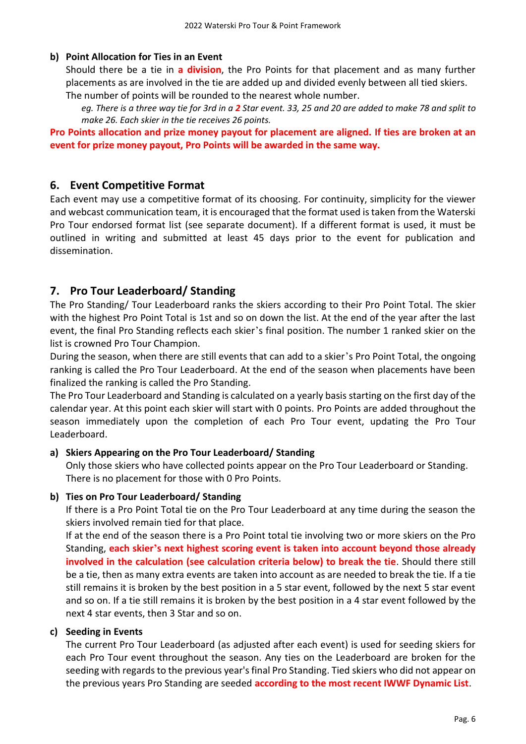#### b) Point Allocation for Ties in an Event

Should there be a tie in **a division**, the Pro Points for that placement and as many further placements as are involved in the tie are added up and divided evenly between all tied skiers. The number of points will be rounded to the nearest whole number.

*eg. There is a three way tie for 3rd in a **2** Star event. 33, 25 and 20 are added to make 78 and split to make 26. Each skier in the tie receives 26 points.*

**Pro Points allocation and prize money payout for placement are aligned. If ties are broken at an event for prize money payout, Pro Points will be awarded in the same way.**

## 6. Event Competitive Format

Each event may use a competitive format of its choosing. For continuity, simplicity for the viewer and webcast communication team, it is encouraged that the format used is taken from the Waterski Pro Tour endorsed format list (see separate document). If a different format is used, it must be outlined in writing and submitted at least 45 days prior to the event for publication and dissemination.

## 7. Pro Tour Leaderboard/ Standing

The Pro Standing/ Tour Leaderboard ranks the skiers according to their Pro Point Total. The skier with the highest Pro Point Total is 1st and so on down the list. At the end of the year after the last event, the final Pro Standing reflects each skier's final position. The number 1 ranked skier on the list is crowned Pro Tour Champion.

During the season, when there are still events that can add to a skier's Pro Point Total, the ongoing ranking is called the Pro Tour Leaderboard. At the end of the season when placements have been finalized the ranking is called the Pro Standing.

The Pro Tour Leaderboard and Standing is calculated on a yearly basis starting on the first day of the calendar year. At this point each skier will start with 0 points. Pro Points are added throughout the season immediately upon the completion of each Pro Tour event, updating the Pro Tour Leaderboard.

#### a) Skiers Appearing on the Pro Tour Leaderboard/ Standing

Only those skiers who have collected points appear on the Pro Tour Leaderboard or Standing. There is no placement for those with 0 Pro Points.

#### b) Ties on Pro Tour Leaderboard/ Standing

If there is a Pro Point Total tie on the Pro Tour Leaderboard at any time during the season the skiers involved remain tied for that place.

If at the end of the season there is a Pro Point total tie involving two or more skiers on the Pro Standing, **each skier's next highest scoring event is taken into account beyond those already involved in the calculation (see calculation criteria below) to break the tie**. Should there still be a tie, then as many extra events are taken into account as are needed to break the tie. If a tie still remains it is broken by the best position in a 5 star event, followed by the next 5 star event and so on. If a tie still remains it is broken by the best position in a 4 star event followed by the next 4 star events, then 3 Star and so on.

#### c) Seeding in Events

The current Pro Tour Leaderboard (as adjusted after each event) is used for seeding skiers for each Pro Tour event throughout the season. Any ties on the Leaderboard are broken for the seeding with regards to the previous year's final Pro Standing. Tied skiers who did not appear on the previous years Pro Standing are seeded **according to the most recent IWWF Dynamic List**.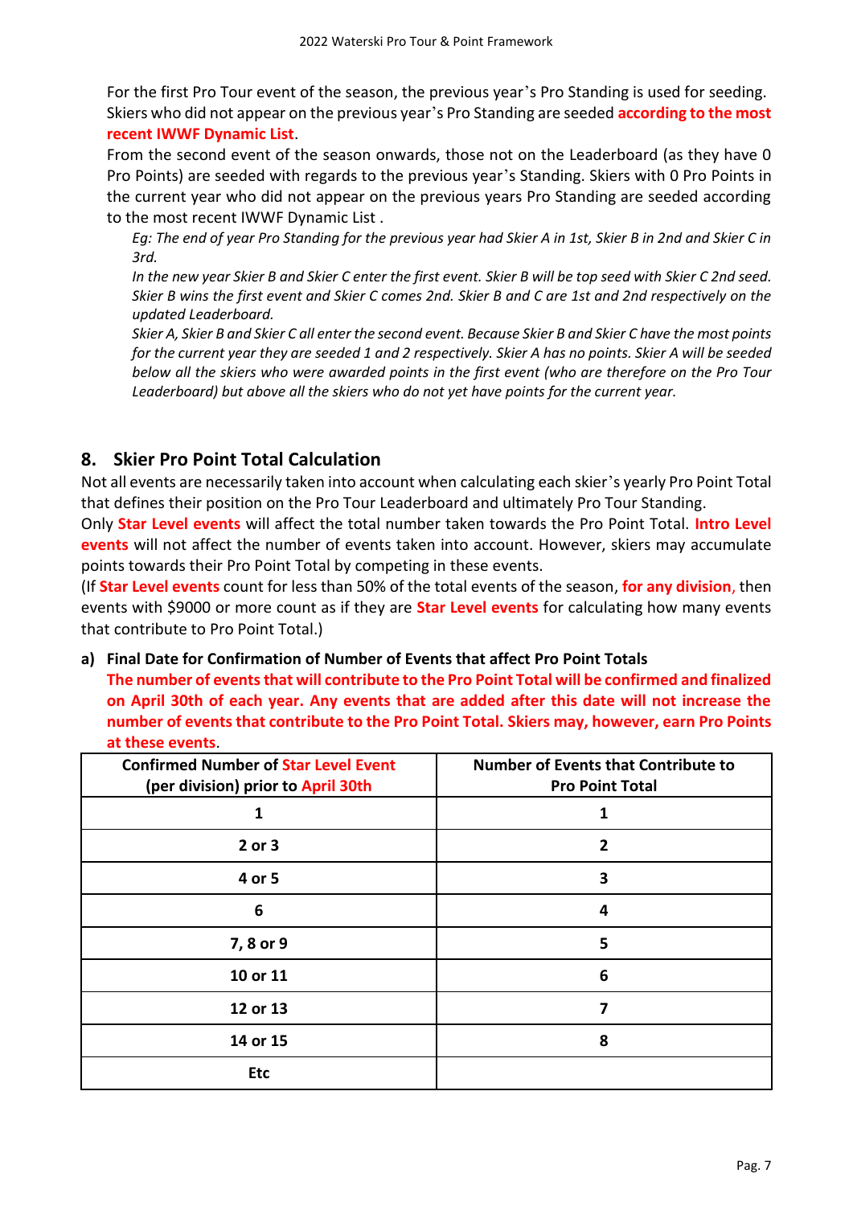For the first Pro Tour event of the season, the previous year's Pro Standing is used for seeding. Skiers who did not appear on the previous year's Pro Standing are seeded **according to the most recent IWWF Dynamic List**.

From the second event of the season onwards, those not on the Leaderboard (as they have 0 Pro Points) are seeded with regards to the previous year's Standing. Skiers with 0 Pro Points in the current year who did not appear on the previous years Pro Standing are seeded according to the most recent IWWF Dynamic List .

*Eg: The end of year Pro Standing for the previous year had Skier A in 1st, Skier B in 2nd and Skier C in 3rd.*

*In the new year Skier B and Skier C enter the first event. Skier B will be top seed with Skier C 2nd seed. Skier B wins the first event and Skier C comes 2nd. Skier B and C are 1st and 2nd respectively on the updated Leaderboard.*

*Skier A, Skier B and Skier C all enter the second event. Because Skier B and Skier C have the most points for the current year they are seeded 1 and 2 respectively. Skier A has no points. Skier A will be seeded below all the skiers who were awarded points in the first event (who are therefore on the Pro Tour Leaderboard) but above all the skiers who do not yet have points for the current year.*

## 8. Skier Pro Point Total Calculation

Not all events are necessarily taken into account when calculating each skier's yearly Pro Point Total that defines their position on the Pro Tour Leaderboard and ultimately Pro Tour Standing.

Only **Star Level events** will affect the total number taken towards the Pro Point Total. **Intro Level events** will not affect the number of events taken into account. However, skiers may accumulate points towards their Pro Point Total by competing in these events.

(If **Star Level events** count for less than 50% of the total events of the season, **for any division**, then events with $9000 or more count as if they are **Star Level events** for calculating how many events that contribute to Pro Point Total.)

### a) Final Date for Confirmation of Number of Events that affect Pro Point Totals

**The number of events that will contribute to the Pro Point Total will be confirmed and finalized on April 30th of each year. Any events that are added after this date will not increase the number of events that contribute to the Pro Point Total. Skiers may, however, earn Pro Points at these events**.

| Confirmed Number of Star Level Event (per division) prior to April 30th | Number of Events that Contribute to Pro Point Total |
|---|---|
| 1 | 1 |
| 2 or 3 | 2 |
| 4 or 5 | 3 |
| 6 | 4 |
| 7, 8 or 9 | 5 |
| 10 or 11 | 6 |
| 12 or 13 | 7 |
| 14 or 15 | 8 |
| Etc | |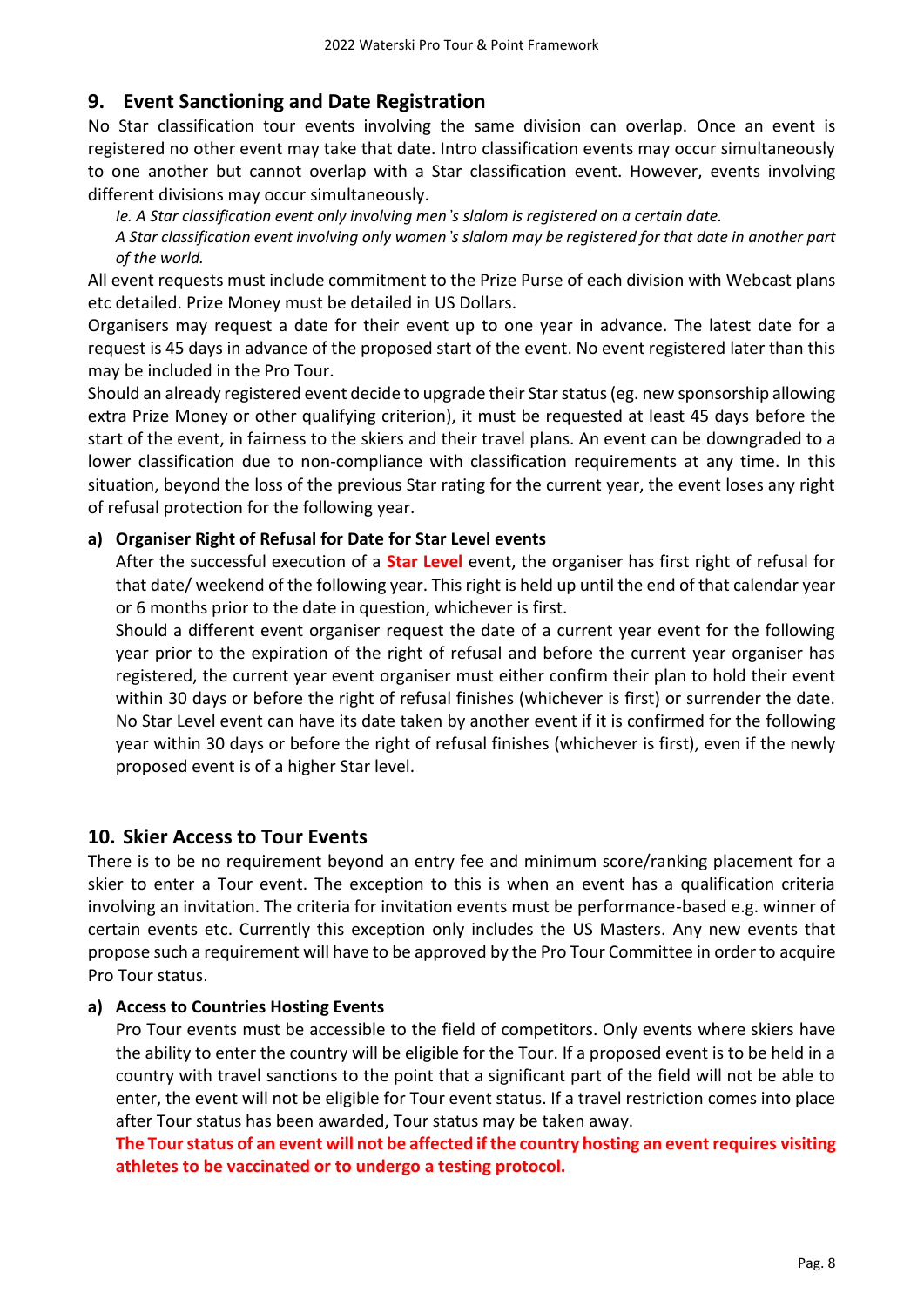## 9. Event Sanctioning and Date Registration

No Star classification tour events involving the same division can overlap. Once an event is registered no other event may take that date. Intro classification events may occur simultaneously to one another but cannot overlap with a Star classification event. However, events involving different divisions may occur simultaneously.

*Ie. A Star classification event only involving men's slalom is registered on a certain date.*
*A Star classification event involving only women's slalom may be registered for that date in another part of the world.*

All event requests must include commitment to the Prize Purse of each division with Webcast plans etc detailed. Prize Money must be detailed in US Dollars.

Organisers may request a date for their event up to one year in advance. The latest date for a request is 45 days in advance of the proposed start of the event. No event registered later than this may be included in the Pro Tour.

Should an already registered event decide to upgrade their Star status (eg. new sponsorship allowing extra Prize Money or other qualifying criterion), it must be requested at least 45 days before the start of the event, in fairness to the skiers and their travel plans. An event can be downgraded to a lower classification due to non-compliance with classification requirements at any time. In this situation, beyond the loss of the previous Star rating for the current year, the event loses any right of refusal protection for the following year.

### a) Organiser Right of Refusal for Date for Star Level events

After the successful execution of a **Star Level** event, the organiser has first right of refusal for that date/ weekend of the following year. This right is held up until the end of that calendar year or 6 months prior to the date in question, whichever is first.

Should a different event organiser request the date of a current year event for the following year prior to the expiration of the right of refusal and before the current year organiser has registered, the current year event organiser must either confirm their plan to hold their event within 30 days or before the right of refusal finishes (whichever is first) or surrender the date. No Star Level event can have its date taken by another event if it is confirmed for the following year within 30 days or before the right of refusal finishes (whichever is first), even if the newly proposed event is of a higher Star level.

## 10. Skier Access to Tour Events

There is to be no requirement beyond an entry fee and minimum score/ranking placement for a skier to enter a Tour event. The exception to this is when an event has a qualification criteria involving an invitation. The criteria for invitation events must be performance-based e.g. winner of certain events etc. Currently this exception only includes the US Masters. Any new events that propose such a requirement will have to be approved by the Pro Tour Committee in order to acquire Pro Tour status.

### a) Access to Countries Hosting Events

Pro Tour events must be accessible to the field of competitors. Only events where skiers have the ability to enter the country will be eligible for the Tour. If a proposed event is to be held in a country with travel sanctions to the point that a significant part of the field will not be able to enter, the event will not be eligible for Tour event status. If a travel restriction comes into place after Tour status has been awarded, Tour status may be taken away.

**The Tour status of an event will not be affected if the country hosting an event requires visiting athletes to be vaccinated or to undergo a testing protocol.**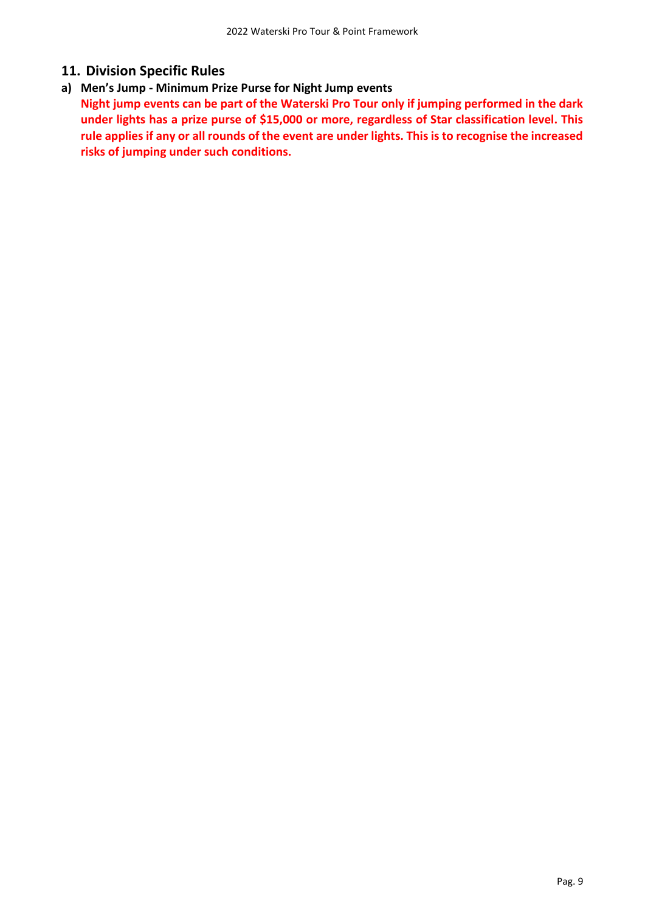## 11. Division Specific Rules

**a) Men's Jump - Minimum Prize Purse for Night Jump events**

**Night jump events can be part of the Waterski Pro Tour only if jumping performed in the dark under lights has a prize purse of $15,000 or more, regardless of Star classification level. This rule applies if any or all rounds of the event are under lights. This is to recognise the increased risks of jumping under such conditions.**